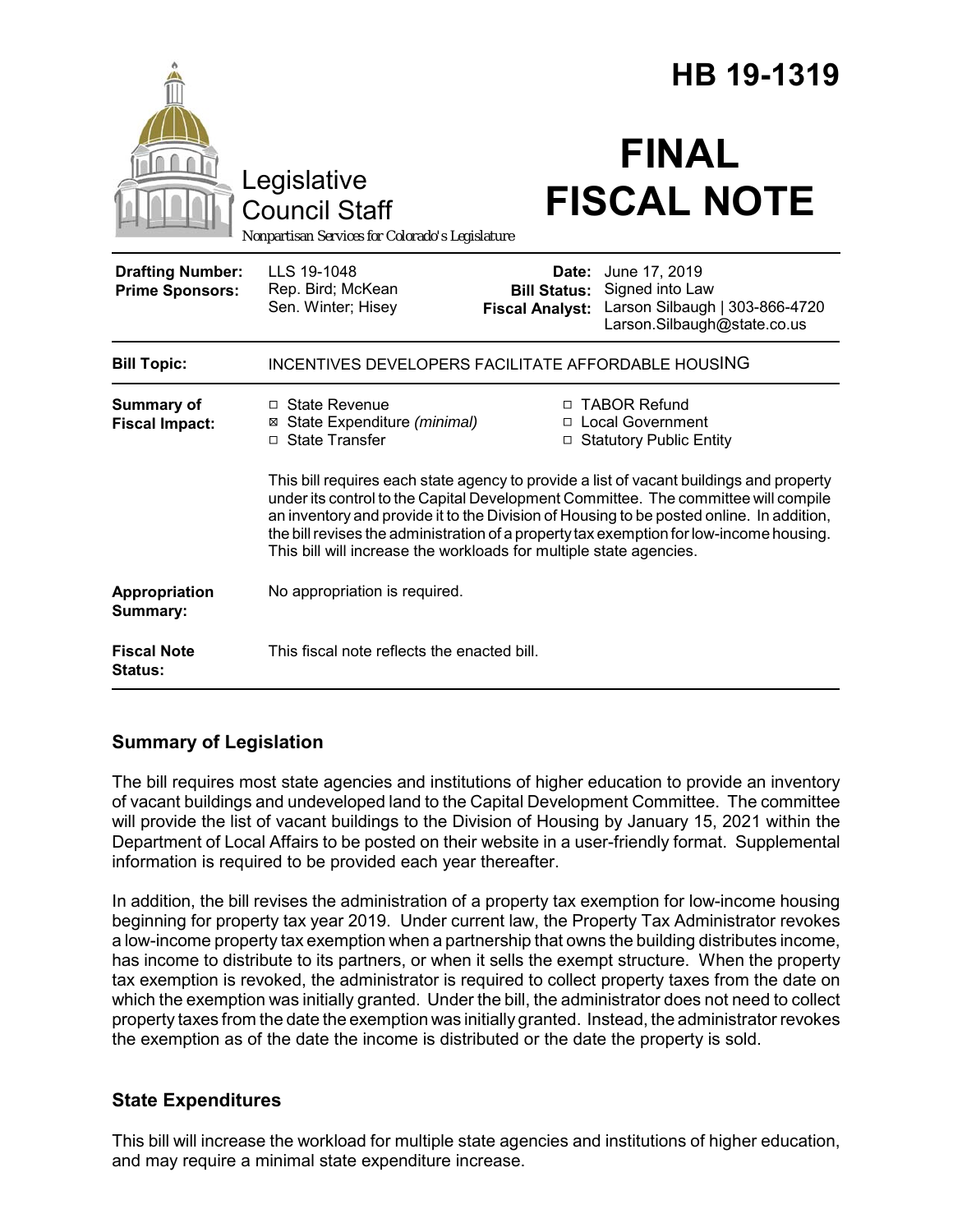# HB 19-1319

Legislative Council Staff

*Nonpartisan Services for Colorado's Legislature*

# FINAL FISCAL NOTE

| | | | |
|---|---|---|---|
| **Drafting Number:** | LLS 19-1048 | **Date:** | June 17, 2019 |
| **Prime Sponsors:** | Rep. Bird; McKean<br>Sen. Winter; Hisey | **Bill Status:** | Signed into Law |
| | | **Fiscal Analyst:** | Larson Silbaugh \| 303-866-4720<br>Larson.Silbaugh@state.co.us |

| | |
|---|---|
| **Bill Topic:** | INCENTIVES DEVELOPERS FACILITATE AFFORDABLE HOUSING |
| **Summary of Fiscal Impact:** | ☐ State Revenue<br>☒ State Expenditure *(minimal)*<br>☐ State Transfer<br>☐ TABOR Refund<br>☐ Local Government<br>☐ Statutory Public Entity<br><br>This bill requires each state agency to provide a list of vacant buildings and property under its control to the Capital Development Committee. The committee will compile an inventory and provide it to the Division of Housing to be posted online. In addition, the bill revises the administration of a property tax exemption for low-income housing. This bill will increase the workloads for multiple state agencies. |
| **Appropriation Summary:** | No appropriation is required. |
| **Fiscal Note Status:** | This fiscal note reflects the enacted bill. |

## Summary of Legislation

The bill requires most state agencies and institutions of higher education to provide an inventory of vacant buildings and undeveloped land to the Capital Development Committee. The committee will provide the list of vacant buildings to the Division of Housing by January 15, 2021 within the Department of Local Affairs to be posted on their website in a user-friendly format. Supplemental information is required to be provided each year thereafter.

In addition, the bill revises the administration of a property tax exemption for low-income housing beginning for property tax year 2019. Under current law, the Property Tax Administrator revokes a low-income property tax exemption when a partnership that owns the building distributes income, has income to distribute to its partners, or when it sells the exempt structure. When the property tax exemption is revoked, the administrator is required to collect property taxes from the date on which the exemption was initially granted. Under the bill, the administrator does not need to collect property taxes from the date the exemption was initially granted. Instead, the administrator revokes the exemption as of the date the income is distributed or the date the property is sold.

## State Expenditures

This bill will increase the workload for multiple state agencies and institutions of higher education, and may require a minimal state expenditure increase.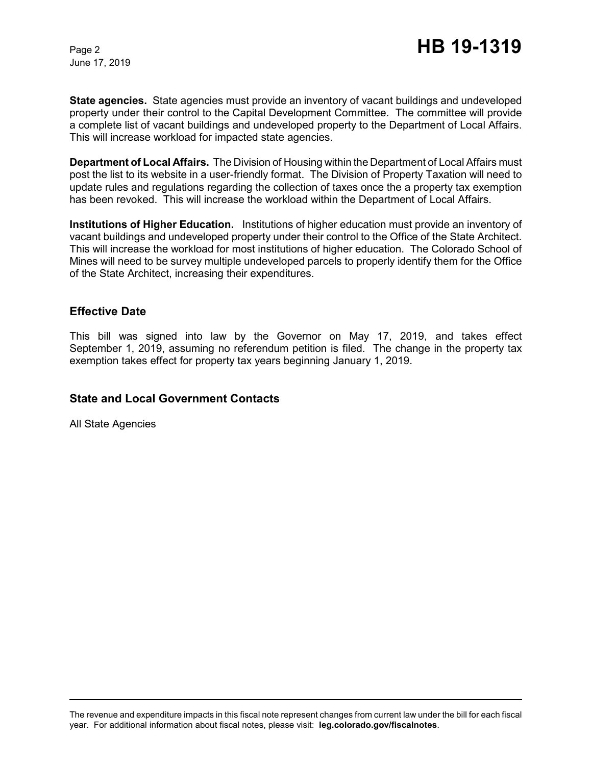**State agencies.** State agencies must provide an inventory of vacant buildings and undeveloped property under their control to the Capital Development Committee. The committee will provide a complete list of vacant buildings and undeveloped property to the Department of Local Affairs. This will increase workload for impacted state agencies.

**Department of Local Affairs.** The Division of Housing within the Department of Local Affairs must post the list to its website in a user-friendly format. The Division of Property Taxation will need to update rules and regulations regarding the collection of taxes once the a property tax exemption has been revoked. This will increase the workload within the Department of Local Affairs.

**Institutions of Higher Education.** Institutions of higher education must provide an inventory of vacant buildings and undeveloped property under their control to the Office of the State Architect. This will increase the workload for most institutions of higher education. The Colorado School of Mines will need to be survey multiple undeveloped parcels to properly identify them for the Office of the State Architect, increasing their expenditures.

## Effective Date

This bill was signed into law by the Governor on May 17, 2019, and takes effect September 1, 2019, assuming no referendum petition is filed. The change in the property tax exemption takes effect for property tax years beginning January 1, 2019.

## State and Local Government Contacts

All State Agencies

The revenue and expenditure impacts in this fiscal note represent changes from current law under the bill for each fiscal year. For additional information about fiscal notes, please visit: **leg.colorado.gov/fiscalnotes**.